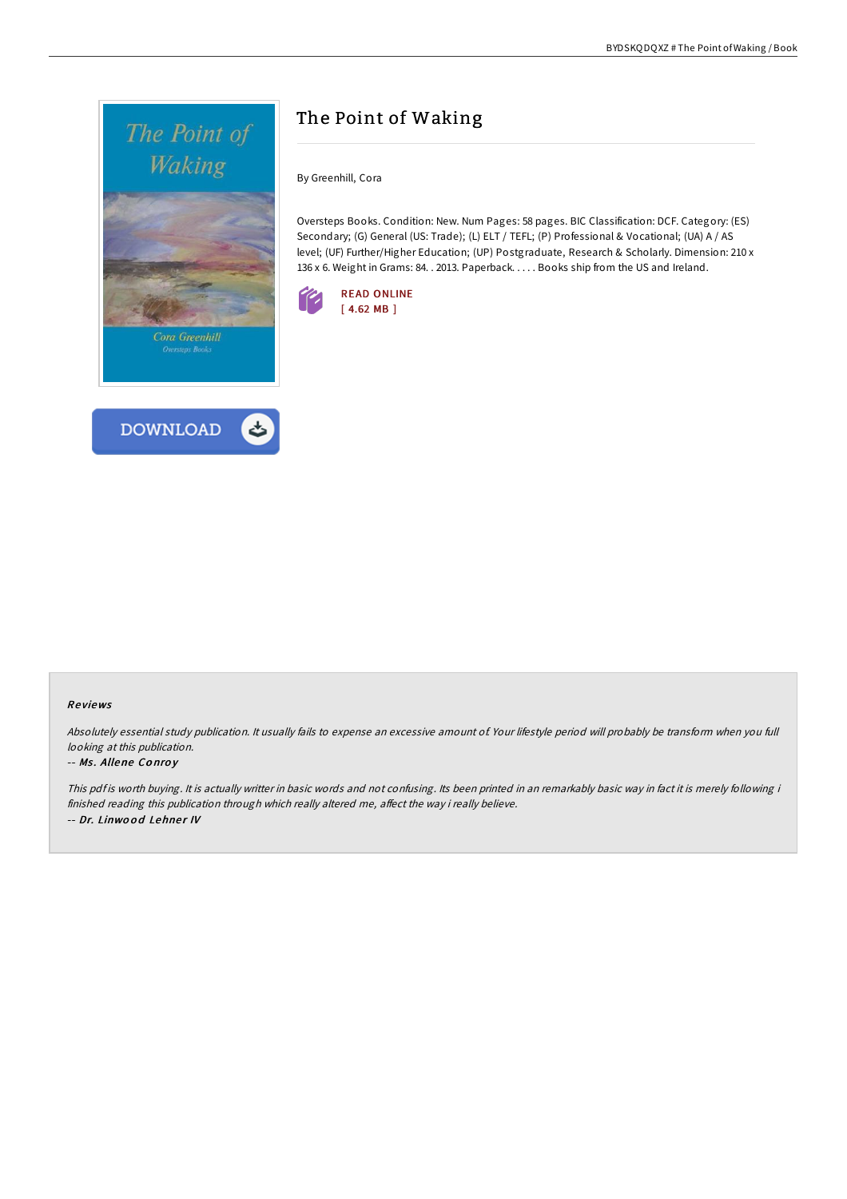# The Point of Waking

By Greenhill, Cora

Oversteps Books. Condition: New. Num Pages: 58 pages. BIC Classification: DCF. Category: (ES) Secondary; (G) General (US: Trade); (L) ELT / TEFL; (P) Professional & Vocational; (UA) A / AS level; (UF) Further/Higher Education; (UP) Postgraduate, Research & Scholarly. Dimension: 210 x 136 x 6. Weight in Grams: 84. . 2013. Paperback. . . . . Books ship from the US and Ireland.

READ ONLINE
[ 4.62 MB ]

DOWNLOAD

### Reviews

*Absolutely essential study publication. It usually fails to expense an excessive amount of. Your lifestyle period will probably be transform when you full looking at this publication.*

-- *Ms. Allene Conroy*

*This pdf is worth buying. It is actually writter in basic words and not confusing. Its been printed in an remarkably basic way in fact it is merely following i finished reading this publication through which really altered me, affect the way i really believe.*

-- *Dr. Linwood Lehner IV*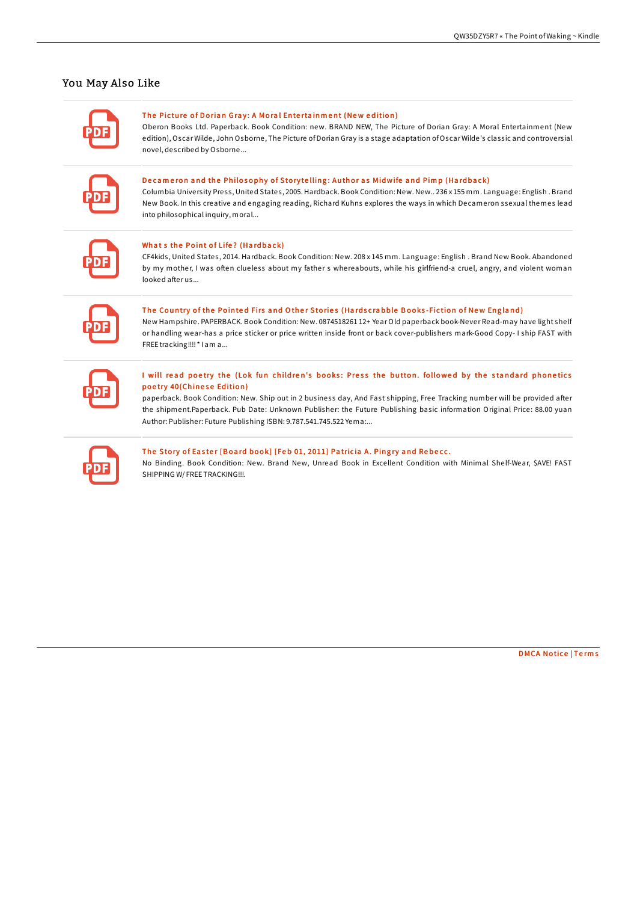## You May Also Like

### The Picture of Dorian Gray: A Moral Entertainment (New edition)

Oberon Books Ltd. Paperback. Book Condition: new. BRAND NEW, The Picture of Dorian Gray: A Moral Entertainment (New edition), Oscar Wilde, John Osborne, The Picture of Dorian Gray is a stage adaptation of Oscar Wilde's classic and controversial novel, described by Osborne...

### Decameron and the Philosophy of Storytelling: Author as Midwife and Pimp (Hardback)

Columbia University Press, United States, 2005. Hardback. Book Condition: New. New.. 236 x 155 mm. Language: English . Brand New Book. In this creative and engaging reading, Richard Kuhns explores the ways in which Decameron ssexual themes lead into philosophical inquiry, moral...

### What s the Point of Life? (Hardback)

CF4kids, United States, 2014. Hardback. Book Condition: New. 208 x 145 mm. Language: English . Brand New Book. Abandoned by my mother, I was often clueless about my father s whereabouts, while his girlfriend-a cruel, angry, and violent woman looked after us...

### The Country of the Pointed Firs and Other Stories (Hardscrabble Books-Fiction of New England)

New Hampshire. PAPERBACK. Book Condition: New. 0874518261 12+ Year Old paperback book-Never Read-may have light shelf or handling wear-has a price sticker or price written inside front or back cover-publishers mark-Good Copy- I ship FAST with FREE tracking!!!! * I am a...

### I will read poetry the (Lok fun children's books: Press the button. followed by the standard phonetics poetry 40(Chinese Edition)

paperback. Book Condition: New. Ship out in 2 business day, And Fast shipping, Free Tracking number will be provided after the shipment.Paperback. Pub Date: Unknown Publisher: the Future Publishing basic information Original Price: 88.00 yuan Author: Publisher: Future Publishing ISBN: 9.787.541.745.522 Yema:...

### The Story of Easter [Board book] [Feb 01, 2011] Patricia A. Pingry and Rebecc.

No Binding. Book Condition: New. Brand New, Unread Book in Excellent Condition with Minimal Shelf-Wear, $AVE! FAST SHIPPING W/ FREE TRACKING!!!.

DMCA Notice | Terms